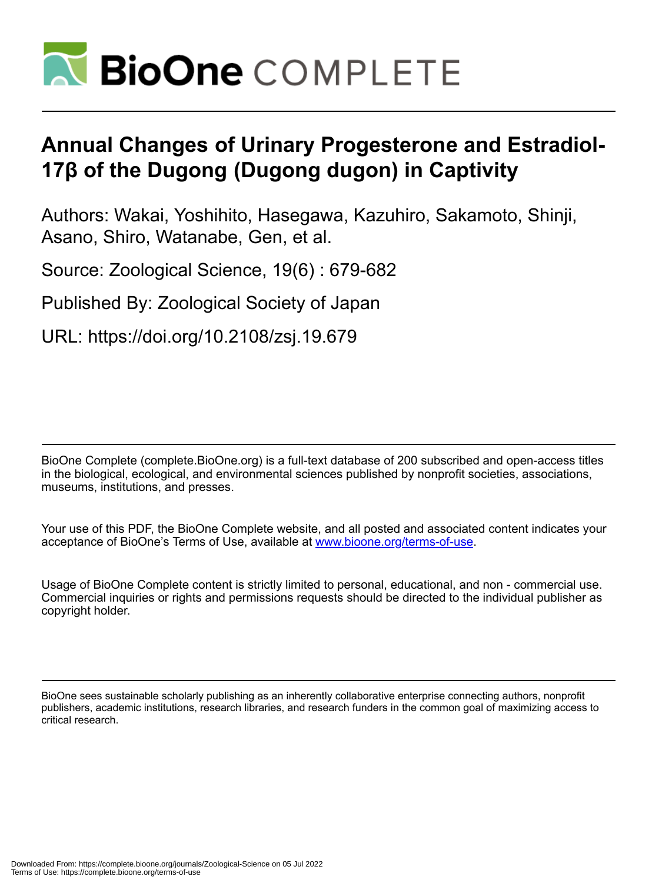# BioOne COMPLETE

# Annual Changes of Urinary Progesterone and Estradiol-17β of the Dugong (Dugong dugon) in Captivity

Authors: Wakai, Yoshihito, Hasegawa, Kazuhiro, Sakamoto, Shinji, Asano, Shiro, Watanabe, Gen, et al.

Source: Zoological Science, 19(6) : 679-682

Published By: Zoological Society of Japan

URL: https://doi.org/10.2108/zsj.19.679

BioOne Complete (complete.BioOne.org) is a full-text database of 200 subscribed and open-access titles in the biological, ecological, and environmental sciences published by nonprofit societies, associations, museums, institutions, and presses.

Your use of this PDF, the BioOne Complete website, and all posted and associated content indicates your acceptance of BioOne's Terms of Use, available at www.bioone.org/terms-of-use.

Usage of BioOne Complete content is strictly limited to personal, educational, and non - commercial use. Commercial inquiries or rights and permissions requests should be directed to the individual publisher as copyright holder.

BioOne sees sustainable scholarly publishing as an inherently collaborative enterprise connecting authors, nonprofit publishers, academic institutions, research libraries, and research funders in the common goal of maximizing access to critical research.

Downloaded From: https://complete.bioone.org/journals/Zoological-Science on 05 Jul 2022
Terms of Use: https://complete.bioone.org/terms-of-use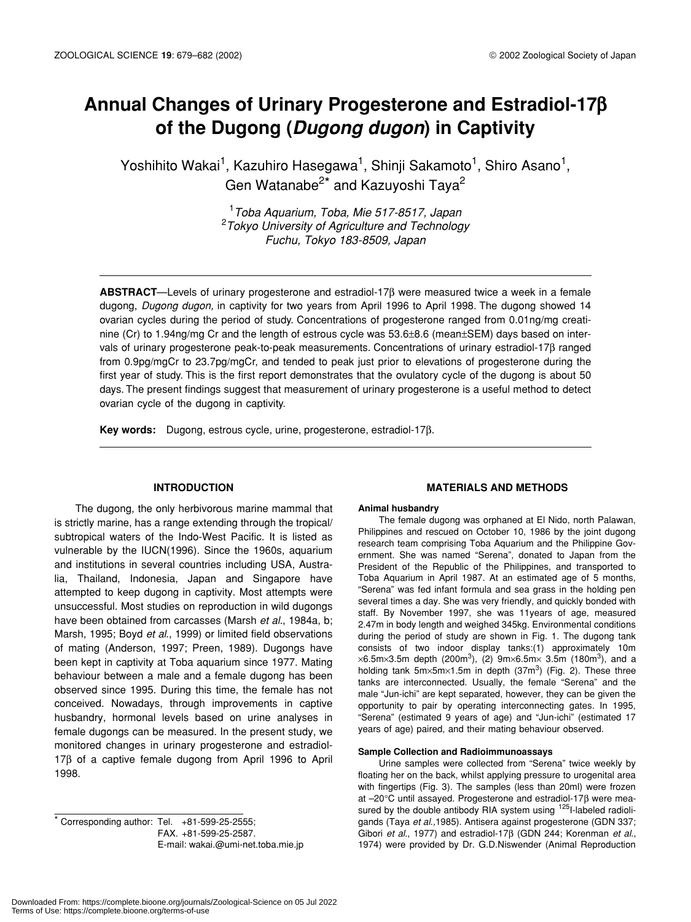# Annual Changes of Urinary Progesterone and Estradiol-17β of the Dugong (*Dugong dugon*) in Captivity

Yoshihito Wakai[1], Kazuhiro Hasegawa[1], Shinji Sakamoto[1], Shiro Asano[1], Gen Watanabe[2*] and Kazuyoshi Taya[2]

[1]*Toba Aquarium, Toba, Mie 517-8517, Japan*
[2]*Tokyo University of Agriculture and Technology Fuchu, Tokyo 183-8509, Japan*

**ABSTRACT**—Levels of urinary progesterone and estradiol-17β were measured twice a week in a female dugong, *Dugong dugon*, in captivity for two years from April 1996 to April 1998. The dugong showed 14 ovarian cycles during the period of study. Concentrations of progesterone ranged from 0.01ng/mg creatinine (Cr) to 1.94ng/mg Cr and the length of estrous cycle was 53.6±8.6 (mean±SEM) days based on intervals of urinary progesterone peak-to-peak measurements. Concentrations of urinary estradiol-17β ranged from 0.9pg/mgCr to 23.7pg/mgCr, and tended to peak just prior to elevations of progesterone during the first year of study. This is the first report demonstrates that the ovulatory cycle of the dugong is about 50 days. The present findings suggest that measurement of urinary progesterone is a useful method to detect ovarian cycle of the dugong in captivity.

**Key words:** Dugong, estrous cycle, urine, progesterone, estradiol-17β.

## INTRODUCTION

The dugong, the only herbivorous marine mammal that is strictly marine, has a range extending through the tropical/subtropical waters of the Indo-West Pacific. It is listed as vulnerable by the IUCN(1996). Since the 1960s, aquarium and institutions in several countries including USA, Australia, Thailand, Indonesia, Japan and Singapore have attempted to keep dugong in captivity. Most attempts were unsuccessful. Most studies on reproduction in wild dugongs have been obtained from carcasses (Marsh *et al*., 1984a, b; Marsh, 1995; Boyd *et al*., 1999) or limited field observations of mating (Anderson, 1997; Preen, 1989). Dugongs have been kept in captivity at Toba aquarium since 1977. Mating behaviour between a male and a female dugong has been observed since 1995. During this time, the female has not conceived. Nowadays, through improvements in captive husbandry, hormonal levels based on urine analyses in female dugongs can be measured. In the present study, we monitored changes in urinary progesterone and estradiol-17β of a captive female dugong from April 1996 to April 1998.

## MATERIALS AND METHODS

### Animal husbandry

The female dugong was orphaned at El Nido, north Palawan, Philippines and rescued on October 10, 1986 by the joint dugong research team comprising Toba Aquarium and the Philippine Government. She was named "Serena", donated to Japan from the President of the Republic of the Philippines, and transported to Toba Aquarium in April 1987. At an estimated age of 5 months, "Serena" was fed infant formula and sea grass in the holding pen several times a day. She was very friendly, and quickly bonded with staff. By November 1997, she was 11years of age, measured 2.47m in body length and weighed 345kg. Environmental conditions during the period of study are shown in Fig. 1. The dugong tank consists of two indoor display tanks:(1) approximately 10m ×6.5m×3.5m depth (200m$^3$), (2) 9m×6.5m× 3.5m (180m$^3$), and a holding tank 5m×5m×1.5m in depth (37m$^3$) (Fig. 2). These three tanks are interconnected. Usually, the female "Serena" and the male "Jun-ichi" are kept separated, however, they can be given the opportunity to pair by operating interconnecting gates. In 1995, "Serena" (estimated 9 years of age) and "Jun-ichi" (estimated 17 years of age) paired, and their mating behaviour observed.

### Sample Collection and Radioimmunoassays

Urine samples were collected from "Serena" twice weekly by floating her on the back, whilst applying pressure to urogenital area with fingertips (Fig. 3). The samples (less than 20ml) were frozen at –20°C until assayed. Progesterone and estradiol-17β were measured by the double antibody RIA system using $^{125}$I-labeled radioligands (Taya *et al*.,1985). Antisera against progesterone (GDN 337; Gibori *et al*., 1977) and estradiol-17β (GDN 244; Korenman *et al*., 1974) were provided by Dr. G.D.Niswender (Animal Reproduction

\* Corresponding author: Tel. +81-599-25-2555;
FAX. +81-599-25-2587.
E-mail: wakai.@umi-net.toba.mie.jp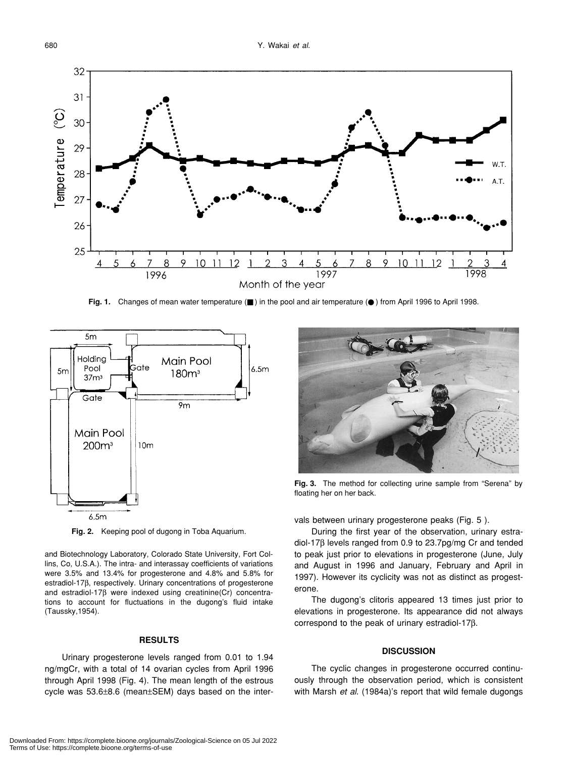32
31
30
29
28
27
26
25

Temperature (°C)

4 5 6 7 8 9 10 11 12 1 2 3 4 5 6 7 8 9 10 11 12 1 2 3 4

1996 1997 1998

Month of the year

W.T.

A.T.

**Fig. 1.** Changes of mean water temperature (■) in the pool and air temperature (●) from April 1996 to April 1998.

5m

Holding Pool 37m³

5m

Gate

Main Pool 180m³

6.5m

Gate

9m

Main Pool 200m³

10m

6.5m

**Fig. 2.** Keeping pool of dugong in Toba Aquarium.

**Fig. 3.** The method for collecting urine sample from "Serena" by floating her on her back.

and Biotechnology Laboratory, Colorado State University, Fort Collins, Co, U.S.A.). The intra- and interassay coefficients of variations were 3.5% and 13.4% for progesterone and 4.8% and 5.8% for estradiol-17β, respectively. Urinary concentrations of progesterone and estradiol-17β were indexed using creatinine(Cr) concentrations to account for fluctuations in the dugong's fluid intake (Taussky,1954).

## RESULTS

Urinary progesterone levels ranged from 0.01 to 1.94 ng/mgCr, with a total of 14 ovarian cycles from April 1996 through April 1998 (Fig. 4). The mean length of the estrous cycle was 53.6±8.6 (mean±SEM) days based on the intervals between urinary progesterone peaks (Fig. 5 ).

During the first year of the observation, urinary estradiol-17β levels ranged from 0.9 to 23.7pg/mg Cr and tended to peak just prior to elevations in progesterone (June, July and August in 1996 and January, February and April in 1997). However its cyclicity was not as distinct as progesterone.

The dugong's clitoris appeared 13 times just prior to elevations in progesterone. Its appearance did not always correspond to the peak of urinary estradiol-17β.

## DISCUSSION

The cyclic changes in progesterone occurred continuously through the observation period, which is consistent with Marsh *et al.* (1984a)'s report that wild female dugongs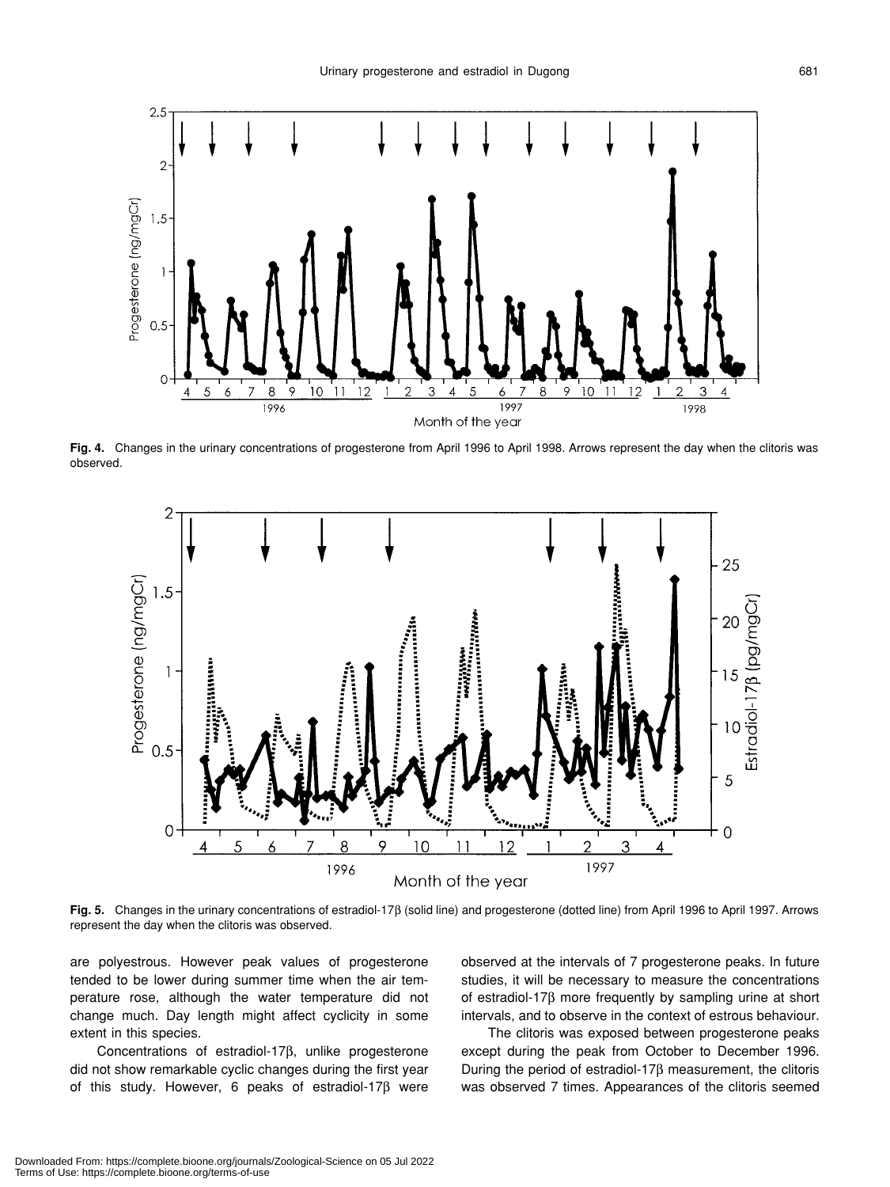2.5

2

1.5

1

0.5

0

Progesterone (ng/mgCr)

4 5 6 7 8 9 10 11 12 1 2 3 4 5 6 7 8 9 10 11 12 1 2 3 4

1996

1997

1998

Month of the year

**Fig. 4.** Changes in the urinary concentrations of progesterone from April 1996 to April 1998. Arrows represent the day when the clitoris was observed.

2

1.5

1

0.5

0

Progesterone (ng/mgCr)

25

20

15

10

5

0

Estradiol-17β (pg/mgCr)

4 5 6 7 8 9 10 11 12 1 2 3 4

1996

1997

Month of the year

**Fig. 5.** Changes in the urinary concentrations of estradiol-17β (solid line) and progesterone (dotted line) from April 1996 to April 1997. Arrows represent the day when the clitoris was observed.

are polyestrous. However peak values of progesterone tended to be lower during summer time when the air temperature rose, although the water temperature did not change much. Day length might affect cyclicity in some extent in this species.

Concentrations of estradiol-17β, unlike progesterone did not show remarkable cyclic changes during the first year of this study. However, 6 peaks of estradiol-17β were observed at the intervals of 7 progesterone peaks. In future studies, it will be necessary to measure the concentrations of estradiol-17β more frequently by sampling urine at short intervals, and to observe in the context of estrous behaviour.

The clitoris was exposed between progesterone peaks except during the peak from October to December 1996. During the period of estradiol-17β measurement, the clitoris was observed 7 times. Appearances of the clitoris seemed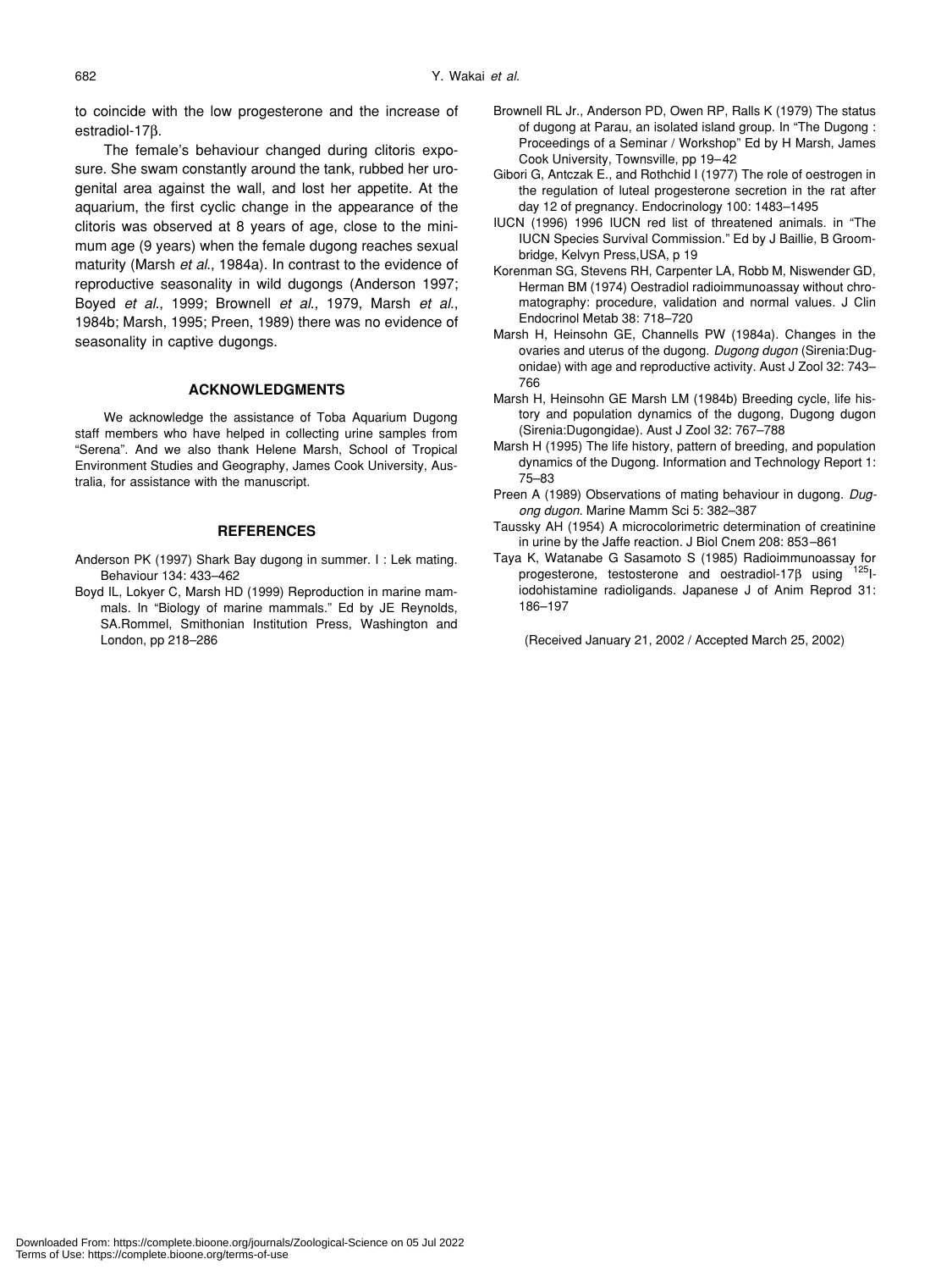to coincide with the low progesterone and the increase of estradiol-17β.

The female's behaviour changed during clitoris exposure. She swam constantly around the tank, rubbed her urogenital area against the wall, and lost her appetite. At the aquarium, the first cyclic change in the appearance of the clitoris was observed at 8 years of age, close to the minimum age (9 years) when the female dugong reaches sexual maturity (Marsh *et al*., 1984a). In contrast to the evidence of reproductive seasonality in wild dugongs (Anderson 1997; Boyed *et al*., 1999; Brownell *et al*., 1979, Marsh *et al*., 1984b; Marsh, 1995; Preen, 1989) there was no evidence of seasonality in captive dugongs.

## ACKNOWLEDGMENTS

We acknowledge the assistance of Toba Aquarium Dugong staff members who have helped in collecting urine samples from "Serena". And we also thank Helene Marsh, School of Tropical Environment Studies and Geography, James Cook University, Australia, for assistance with the manuscript.

## REFERENCES

Anderson PK (1997) Shark Bay dugong in summer. I : Lek mating. Behaviour 134: 433–462

Boyd IL, Lokyer C, Marsh HD (1999) Reproduction in marine mammals. In "Biology of marine mammals." Ed by JE Reynolds, SA.Rommel, Smithonian Institution Press, Washington and London, pp 218–286

Brownell RL Jr., Anderson PD, Owen RP, Ralls K (1979) The status of dugong at Parau, an isolated island group. In "The Dugong : Proceedings of a Seminar / Workshop" Ed by H Marsh, James Cook University, Townsville, pp 19–42

Gibori G, Antczak E., and Rothchid I (1977) The role of oestrogen in the regulation of luteal progesterone secretion in the rat after day 12 of pregnancy. Endocrinology 100: 1483–1495

IUCN (1996) 1996 IUCN red list of threatened animals. in "The IUCN Species Survival Commission." Ed by J Baillie, B Groombridge, Kelvyn Press,USA, p 19

Korenman SG, Stevens RH, Carpenter LA, Robb M, Niswender GD, Herman BM (1974) Oestradiol radioimmunoassay without chromatography: procedure, validation and normal values. J Clin Endocrinol Metab 38: 718–720

Marsh H, Heinsohn GE, Channells PW (1984a). Changes in the ovaries and uterus of the dugong. *Dugong dugon* (Sirenia:Dugonidae) with age and reproductive activity. Aust J Zool 32: 743–766

Marsh H, Heinsohn GE Marsh LM (1984b) Breeding cycle, life history and population dynamics of the dugong, Dugong dugon (Sirenia:Dugongidae). Aust J Zool 32: 767–788

Marsh H (1995) The life history, pattern of breeding, and population dynamics of the Dugong. Information and Technology Report 1: 75–83

Preen A (1989) Observations of mating behaviour in dugong. *Dugong dugon*. Marine Mamm Sci 5: 382–387

Taussky AH (1954) A microcolorimetric determination of creatinine in urine by the Jaffe reaction. J Biol Cnem 208: 853–861

Taya K, Watanabe G Sasamoto S (1985) Radioimmunoassay for progesterone, testosterone and oestradiol-17β using $^{125}$I-iodohistamine radioligands. Japanese J of Anim Reprod 31: 186–197

(Received January 21, 2002 / Accepted March 25, 2002)